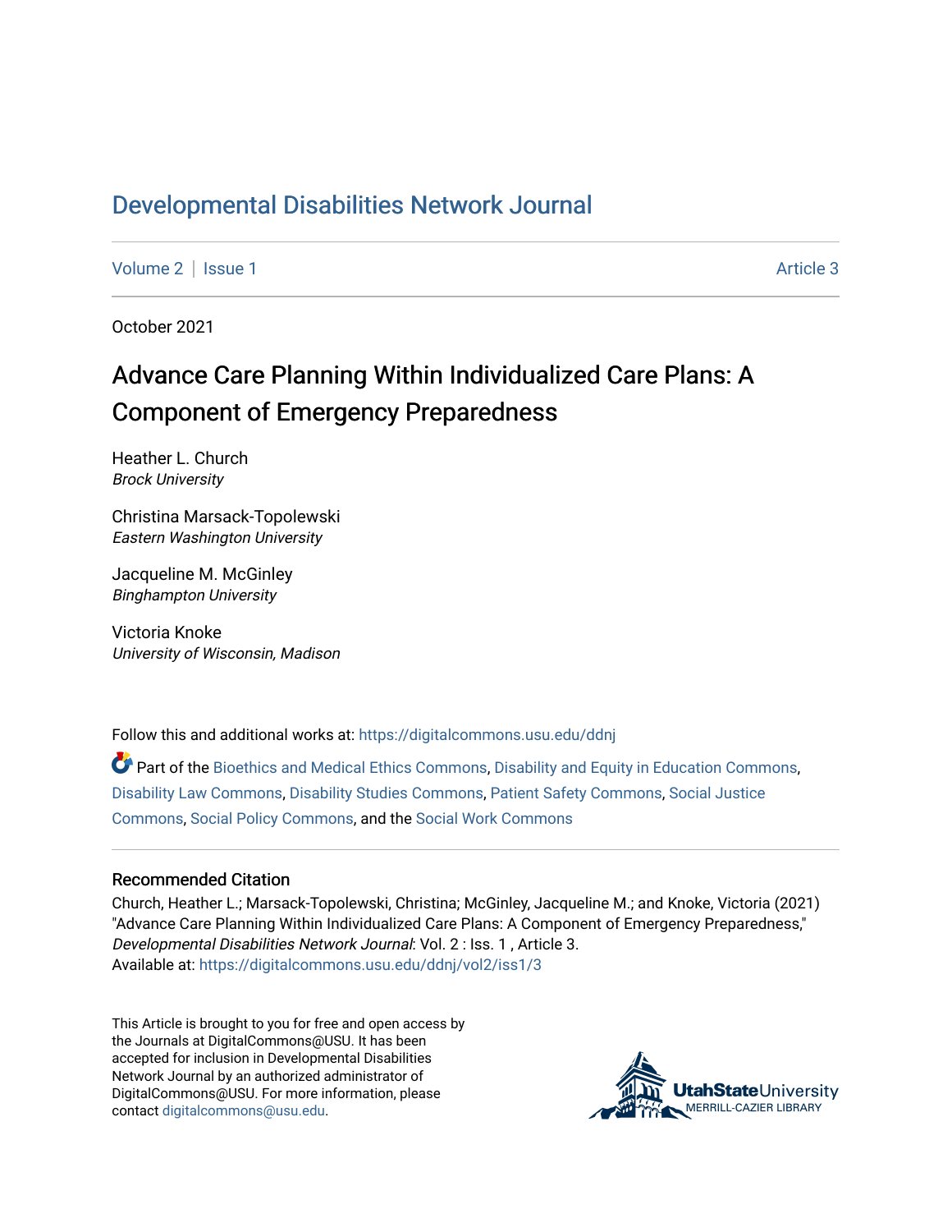# Developmental Disabilities Network Journal

Volume 2 | Issue 1 Article 3

October 2021

## Advance Care Planning Within Individualized Care Plans: A Component of Emergency Preparedness

Heather L. Church
*Brock University*

Christina Marsack-Topolewski
*Eastern Washington University*

Jacqueline M. McGinley
*Binghampton University*

Victoria Knoke
*University of Wisconsin, Madison*

Follow this and additional works at: https://digitalcommons.usu.edu/ddnj

Part of the Bioethics and Medical Ethics Commons, Disability and Equity in Education Commons, Disability Law Commons, Disability Studies Commons, Patient Safety Commons, Social Justice Commons, Social Policy Commons, and the Social Work Commons

### Recommended Citation

Church, Heather L.; Marsack-Topolewski, Christina; McGinley, Jacqueline M.; and Knoke, Victoria (2021) "Advance Care Planning Within Individualized Care Plans: A Component of Emergency Preparedness," *Developmental Disabilities Network Journal*: Vol. 2 : Iss. 1 , Article 3.
Available at: https://digitalcommons.usu.edu/ddnj/vol2/iss1/3

This Article is brought to you for free and open access by the Journals at DigitalCommons@USU. It has been accepted for inclusion in Developmental Disabilities Network Journal by an authorized administrator of DigitalCommons@USU. For more information, please contact digitalcommons@usu.edu.

UtahStateUniversity MERRILL-CAZIER LIBRARY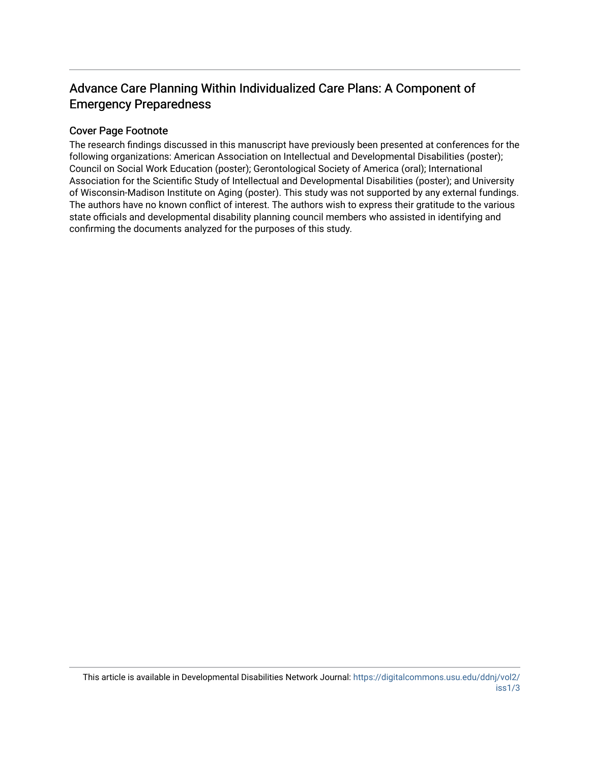## Advance Care Planning Within Individualized Care Plans: A Component of Emergency Preparedness

### Cover Page Footnote

The research findings discussed in this manuscript have previously been presented at conferences for the following organizations: American Association on Intellectual and Developmental Disabilities (poster); Council on Social Work Education (poster); Gerontological Society of America (oral); International Association for the Scientific Study of Intellectual and Developmental Disabilities (poster); and University of Wisconsin-Madison Institute on Aging (poster). This study was not supported by any external fundings. The authors have no known conflict of interest. The authors wish to express their gratitude to the various state officials and developmental disability planning council members who assisted in identifying and confirming the documents analyzed for the purposes of this study.

This article is available in Developmental Disabilities Network Journal: https://digitalcommons.usu.edu/ddnj/vol2/iss1/3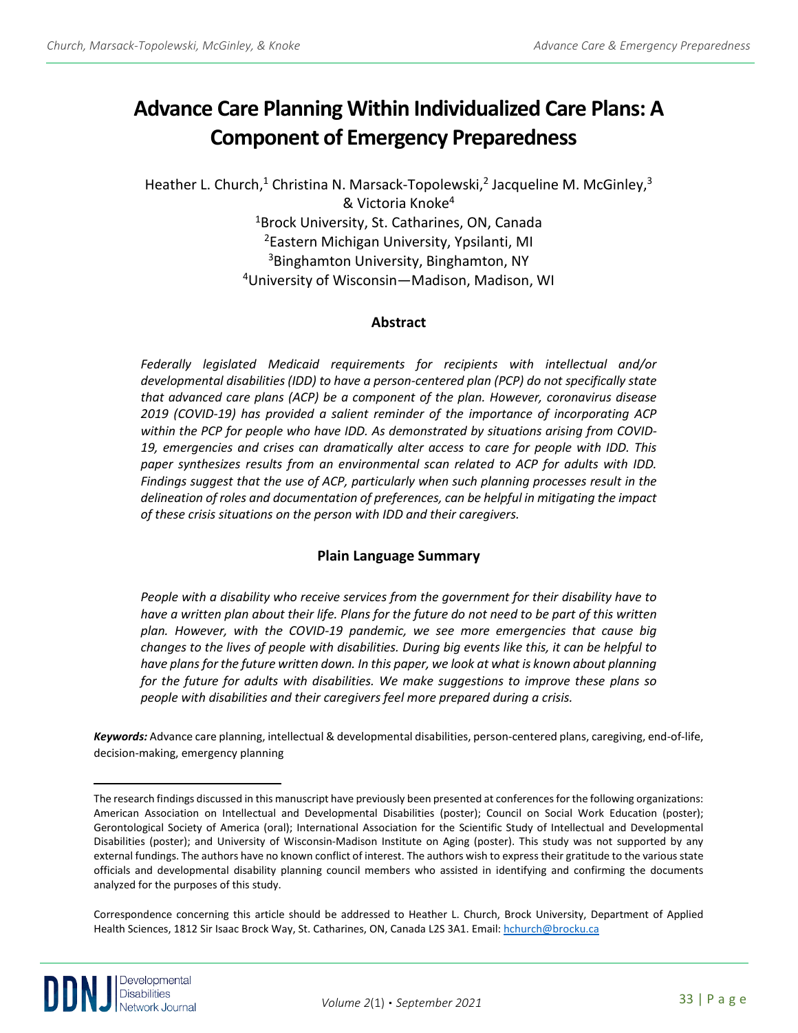# Advance Care Planning Within Individualized Care Plans: A Component of Emergency Preparedness

Heather L. Church,[1] Christina N. Marsack-Topolewski,[2] Jacqueline M. McGinley,[3] & Victoria Knoke[4]

[1]Brock University, St. Catharines, ON, Canada
[2]Eastern Michigan University, Ypsilanti, MI
[3]Binghamton University, Binghamton, NY
[4]University of Wisconsin—Madison, Madison, WI

## Abstract

*Federally legislated Medicaid requirements for recipients with intellectual and/or developmental disabilities (IDD) to have a person-centered plan (PCP) do not specifically state that advanced care plans (ACP) be a component of the plan. However, coronavirus disease 2019 (COVID-19) has provided a salient reminder of the importance of incorporating ACP within the PCP for people who have IDD. As demonstrated by situations arising from COVID-19, emergencies and crises can dramatically alter access to care for people with IDD. This paper synthesizes results from an environmental scan related to ACP for adults with IDD. Findings suggest that the use of ACP, particularly when such planning processes result in the delineation of roles and documentation of preferences, can be helpful in mitigating the impact of these crisis situations on the person with IDD and their caregivers.*

## Plain Language Summary

*People with a disability who receive services from the government for their disability have to have a written plan about their life. Plans for the future do not need to be part of this written plan. However, with the COVID-19 pandemic, we see more emergencies that cause big changes to the lives of people with disabilities. During big events like this, it can be helpful to have plans for the future written down. In this paper, we look at what is known about planning for the future for adults with disabilities. We make suggestions to improve these plans so people with disabilities and their caregivers feel more prepared during a crisis.*

***Keywords:*** Advance care planning, intellectual & developmental disabilities, person-centered plans, caregiving, end-of-life, decision-making, emergency planning

---

The research findings discussed in this manuscript have previously been presented at conferences for the following organizations: American Association on Intellectual and Developmental Disabilities (poster); Council on Social Work Education (poster); Gerontological Society of America (oral); International Association for the Scientific Study of Intellectual and Developmental Disabilities (poster); and University of Wisconsin-Madison Institute on Aging (poster). This study was not supported by any external fundings. The authors have no known conflict of interest. The authors wish to express their gratitude to the various state officials and developmental disability planning council members who assisted in identifying and confirming the documents analyzed for the purposes of this study.

Correspondence concerning this article should be addressed to Heather L. Church, Brock University, Department of Applied Health Sciences, 1812 Sir Isaac Brock Way, St. Catharines, ON, Canada L2S 3A1. Email: hchurch@brocku.ca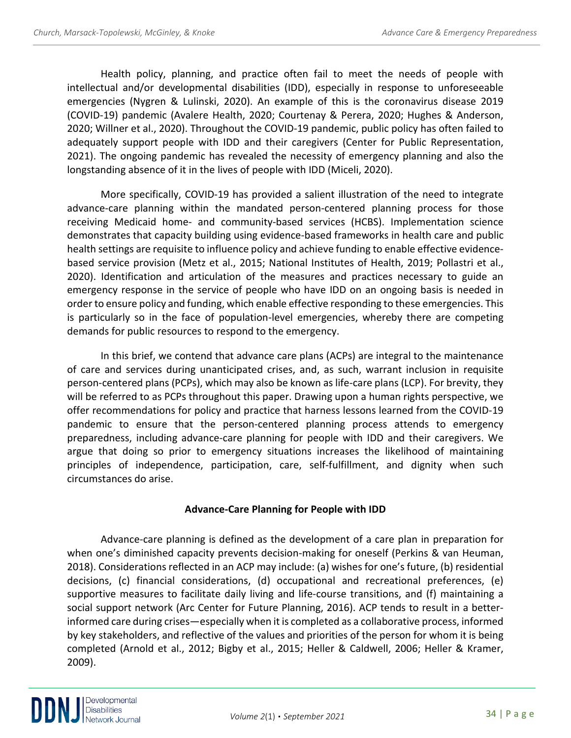Health policy, planning, and practice often fail to meet the needs of people with intellectual and/or developmental disabilities (IDD), especially in response to unforeseeable emergencies (Nygren & Lulinski, 2020). An example of this is the coronavirus disease 2019 (COVID-19) pandemic (Avalere Health, 2020; Courtenay & Perera, 2020; Hughes & Anderson, 2020; Willner et al., 2020). Throughout the COVID-19 pandemic, public policy has often failed to adequately support people with IDD and their caregivers (Center for Public Representation, 2021). The ongoing pandemic has revealed the necessity of emergency planning and also the longstanding absence of it in the lives of people with IDD (Miceli, 2020).

More specifically, COVID-19 has provided a salient illustration of the need to integrate advance-care planning within the mandated person-centered planning process for those receiving Medicaid home- and community-based services (HCBS). Implementation science demonstrates that capacity building using evidence-based frameworks in health care and public health settings are requisite to influence policy and achieve funding to enable effective evidence-based service provision (Metz et al., 2015; National Institutes of Health, 2019; Pollastri et al., 2020). Identification and articulation of the measures and practices necessary to guide an emergency response in the service of people who have IDD on an ongoing basis is needed in order to ensure policy and funding, which enable effective responding to these emergencies. This is particularly so in the face of population-level emergencies, whereby there are competing demands for public resources to respond to the emergency.

In this brief, we contend that advance care plans (ACPs) are integral to the maintenance of care and services during unanticipated crises, and, as such, warrant inclusion in requisite person-centered plans (PCPs), which may also be known as life-care plans (LCP). For brevity, they will be referred to as PCPs throughout this paper. Drawing upon a human rights perspective, we offer recommendations for policy and practice that harness lessons learned from the COVID-19 pandemic to ensure that the person-centered planning process attends to emergency preparedness, including advance-care planning for people with IDD and their caregivers. We argue that doing so prior to emergency situations increases the likelihood of maintaining principles of independence, participation, care, self-fulfillment, and dignity when such circumstances do arise.

## Advance-Care Planning for People with IDD

Advance-care planning is defined as the development of a care plan in preparation for when one's diminished capacity prevents decision-making for oneself (Perkins & van Heuman, 2018). Considerations reflected in an ACP may include: (a) wishes for one's future, (b) residential decisions, (c) financial considerations, (d) occupational and recreational preferences, (e) supportive measures to facilitate daily living and life-course transitions, and (f) maintaining a social support network (Arc Center for Future Planning, 2016). ACP tends to result in a better-informed care during crises—especially when it is completed as a collaborative process, informed by key stakeholders, and reflective of the values and priorities of the person for whom it is being completed (Arnold et al., 2012; Bigby et al., 2015; Heller & Caldwell, 2006; Heller & Kramer, 2009).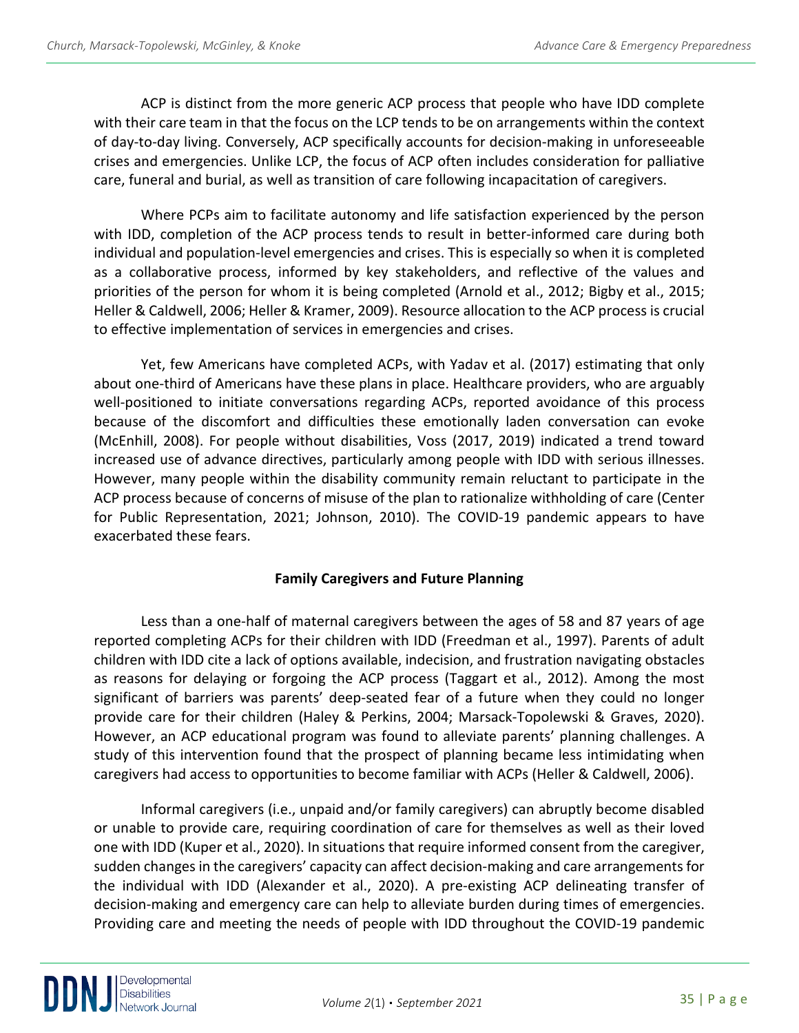ACP is distinct from the more generic ACP process that people who have IDD complete with their care team in that the focus on the LCP tends to be on arrangements within the context of day-to-day living. Conversely, ACP specifically accounts for decision-making in unforeseeable crises and emergencies. Unlike LCP, the focus of ACP often includes consideration for palliative care, funeral and burial, as well as transition of care following incapacitation of caregivers.

Where PCPs aim to facilitate autonomy and life satisfaction experienced by the person with IDD, completion of the ACP process tends to result in better-informed care during both individual and population-level emergencies and crises. This is especially so when it is completed as a collaborative process, informed by key stakeholders, and reflective of the values and priorities of the person for whom it is being completed (Arnold et al., 2012; Bigby et al., 2015; Heller & Caldwell, 2006; Heller & Kramer, 2009). Resource allocation to the ACP process is crucial to effective implementation of services in emergencies and crises.

Yet, few Americans have completed ACPs, with Yadav et al. (2017) estimating that only about one-third of Americans have these plans in place. Healthcare providers, who are arguably well-positioned to initiate conversations regarding ACPs, reported avoidance of this process because of the discomfort and difficulties these emotionally laden conversation can evoke (McEnhill, 2008). For people without disabilities, Voss (2017, 2019) indicated a trend toward increased use of advance directives, particularly among people with IDD with serious illnesses. However, many people within the disability community remain reluctant to participate in the ACP process because of concerns of misuse of the plan to rationalize withholding of care (Center for Public Representation, 2021; Johnson, 2010). The COVID-19 pandemic appears to have exacerbated these fears.

## Family Caregivers and Future Planning

Less than a one-half of maternal caregivers between the ages of 58 and 87 years of age reported completing ACPs for their children with IDD (Freedman et al., 1997). Parents of adult children with IDD cite a lack of options available, indecision, and frustration navigating obstacles as reasons for delaying or forgoing the ACP process (Taggart et al., 2012). Among the most significant of barriers was parents' deep-seated fear of a future when they could no longer provide care for their children (Haley & Perkins, 2004; Marsack-Topolewski & Graves, 2020). However, an ACP educational program was found to alleviate parents' planning challenges. A study of this intervention found that the prospect of planning became less intimidating when caregivers had access to opportunities to become familiar with ACPs (Heller & Caldwell, 2006).

Informal caregivers (i.e., unpaid and/or family caregivers) can abruptly become disabled or unable to provide care, requiring coordination of care for themselves as well as their loved one with IDD (Kuper et al., 2020). In situations that require informed consent from the caregiver, sudden changes in the caregivers' capacity can affect decision-making and care arrangements for the individual with IDD (Alexander et al., 2020). A pre-existing ACP delineating transfer of decision-making and emergency care can help to alleviate burden during times of emergencies. Providing care and meeting the needs of people with IDD throughout the COVID-19 pandemic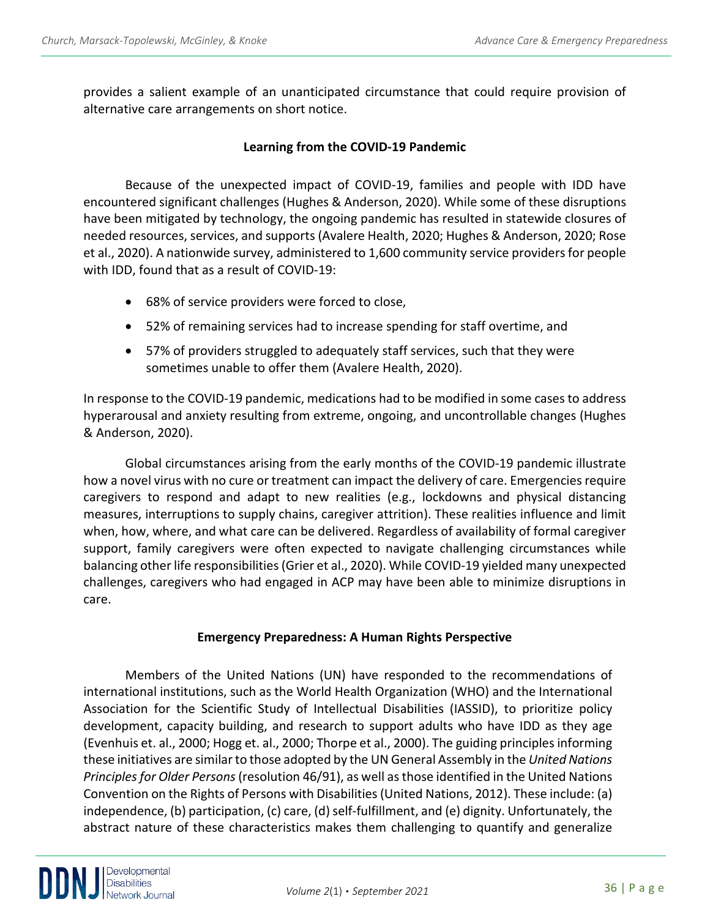provides a salient example of an unanticipated circumstance that could require provision of alternative care arrangements on short notice.

## Learning from the COVID-19 Pandemic

Because of the unexpected impact of COVID-19, families and people with IDD have encountered significant challenges (Hughes & Anderson, 2020). While some of these disruptions have been mitigated by technology, the ongoing pandemic has resulted in statewide closures of needed resources, services, and supports (Avalere Health, 2020; Hughes & Anderson, 2020; Rose et al., 2020). A nationwide survey, administered to 1,600 community service providers for people with IDD, found that as a result of COVID-19:

- 68% of service providers were forced to close,
- 52% of remaining services had to increase spending for staff overtime, and
- 57% of providers struggled to adequately staff services, such that they were sometimes unable to offer them (Avalere Health, 2020).

In response to the COVID-19 pandemic, medications had to be modified in some cases to address hyperarousal and anxiety resulting from extreme, ongoing, and uncontrollable changes (Hughes & Anderson, 2020).

Global circumstances arising from the early months of the COVID-19 pandemic illustrate how a novel virus with no cure or treatment can impact the delivery of care. Emergencies require caregivers to respond and adapt to new realities (e.g., lockdowns and physical distancing measures, interruptions to supply chains, caregiver attrition). These realities influence and limit when, how, where, and what care can be delivered. Regardless of availability of formal caregiver support, family caregivers were often expected to navigate challenging circumstances while balancing other life responsibilities (Grier et al., 2020). While COVID-19 yielded many unexpected challenges, caregivers who had engaged in ACP may have been able to minimize disruptions in care.

## Emergency Preparedness: A Human Rights Perspective

Members of the United Nations (UN) have responded to the recommendations of international institutions, such as the World Health Organization (WHO) and the International Association for the Scientific Study of Intellectual Disabilities (IASSID), to prioritize policy development, capacity building, and research to support adults who have IDD as they age (Evenhuis et. al., 2000; Hogg et. al., 2000; Thorpe et al., 2000). The guiding principles informing these initiatives are similar to those adopted by the UN General Assembly in the *United Nations Principles for Older Persons* (resolution 46/91), as well as those identified in the United Nations Convention on the Rights of Persons with Disabilities (United Nations, 2012). These include: (a) independence, (b) participation, (c) care, (d) self-fulfillment, and (e) dignity. Unfortunately, the abstract nature of these characteristics makes them challenging to quantify and generalize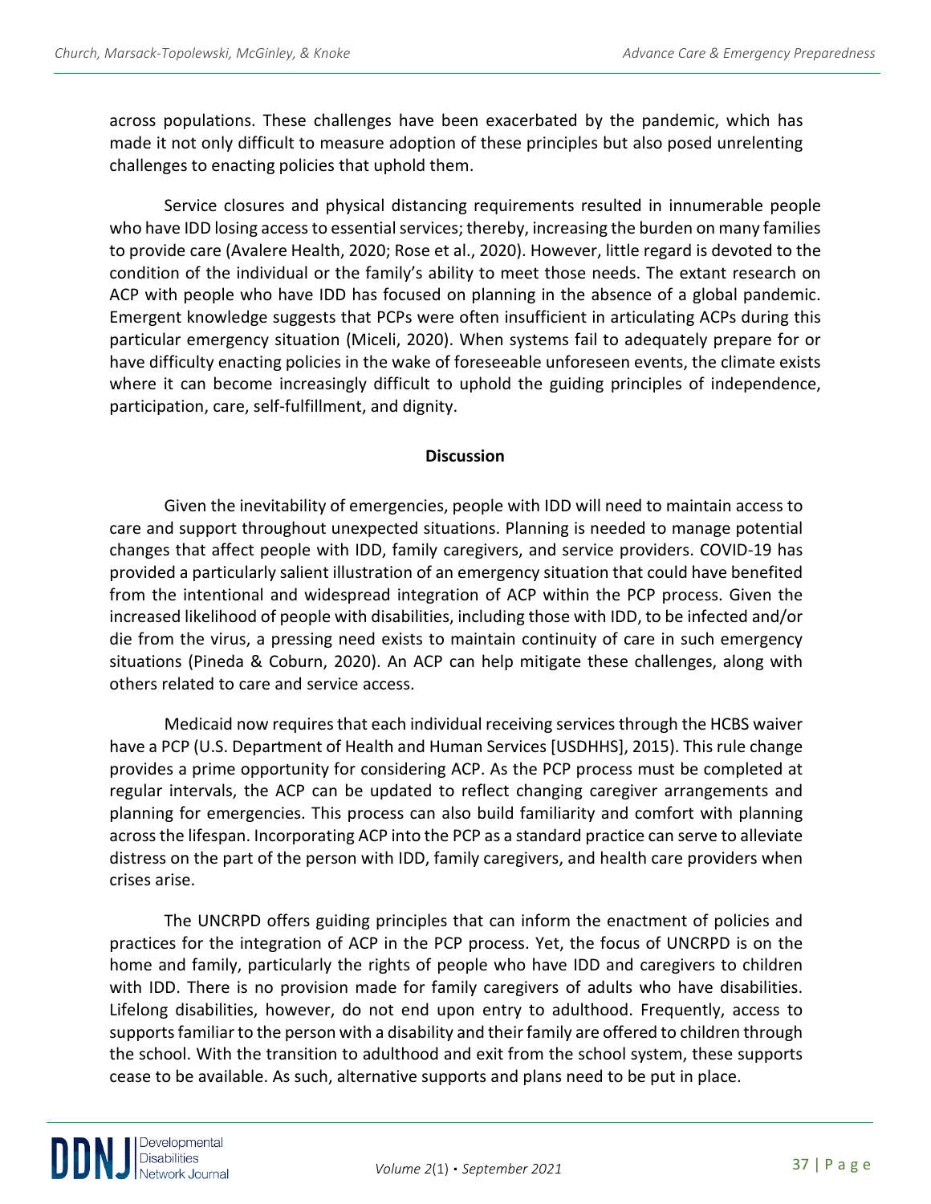across populations. These challenges have been exacerbated by the pandemic, which has made it not only difficult to measure adoption of these principles but also posed unrelenting challenges to enacting policies that uphold them.

Service closures and physical distancing requirements resulted in innumerable people who have IDD losing access to essential services; thereby, increasing the burden on many families to provide care (Avalere Health, 2020; Rose et al., 2020). However, little regard is devoted to the condition of the individual or the family's ability to meet those needs. The extant research on ACP with people who have IDD has focused on planning in the absence of a global pandemic. Emergent knowledge suggests that PCPs were often insufficient in articulating ACPs during this particular emergency situation (Miceli, 2020). When systems fail to adequately prepare for or have difficulty enacting policies in the wake of foreseeable unforeseen events, the climate exists where it can become increasingly difficult to uphold the guiding principles of independence, participation, care, self-fulfillment, and dignity.

## Discussion

Given the inevitability of emergencies, people with IDD will need to maintain access to care and support throughout unexpected situations. Planning is needed to manage potential changes that affect people with IDD, family caregivers, and service providers. COVID-19 has provided a particularly salient illustration of an emergency situation that could have benefited from the intentional and widespread integration of ACP within the PCP process. Given the increased likelihood of people with disabilities, including those with IDD, to be infected and/or die from the virus, a pressing need exists to maintain continuity of care in such emergency situations (Pineda & Coburn, 2020). An ACP can help mitigate these challenges, along with others related to care and service access.

Medicaid now requires that each individual receiving services through the HCBS waiver have a PCP (U.S. Department of Health and Human Services [USDHHS], 2015). This rule change provides a prime opportunity for considering ACP. As the PCP process must be completed at regular intervals, the ACP can be updated to reflect changing caregiver arrangements and planning for emergencies. This process can also build familiarity and comfort with planning across the lifespan. Incorporating ACP into the PCP as a standard practice can serve to alleviate distress on the part of the person with IDD, family caregivers, and health care providers when crises arise.

The UNCRPD offers guiding principles that can inform the enactment of policies and practices for the integration of ACP in the PCP process. Yet, the focus of UNCRPD is on the home and family, particularly the rights of people who have IDD and caregivers to children with IDD. There is no provision made for family caregivers of adults who have disabilities. Lifelong disabilities, however, do not end upon entry to adulthood. Frequently, access to supports familiar to the person with a disability and their family are offered to children through the school. With the transition to adulthood and exit from the school system, these supports cease to be available. As such, alternative supports and plans need to be put in place.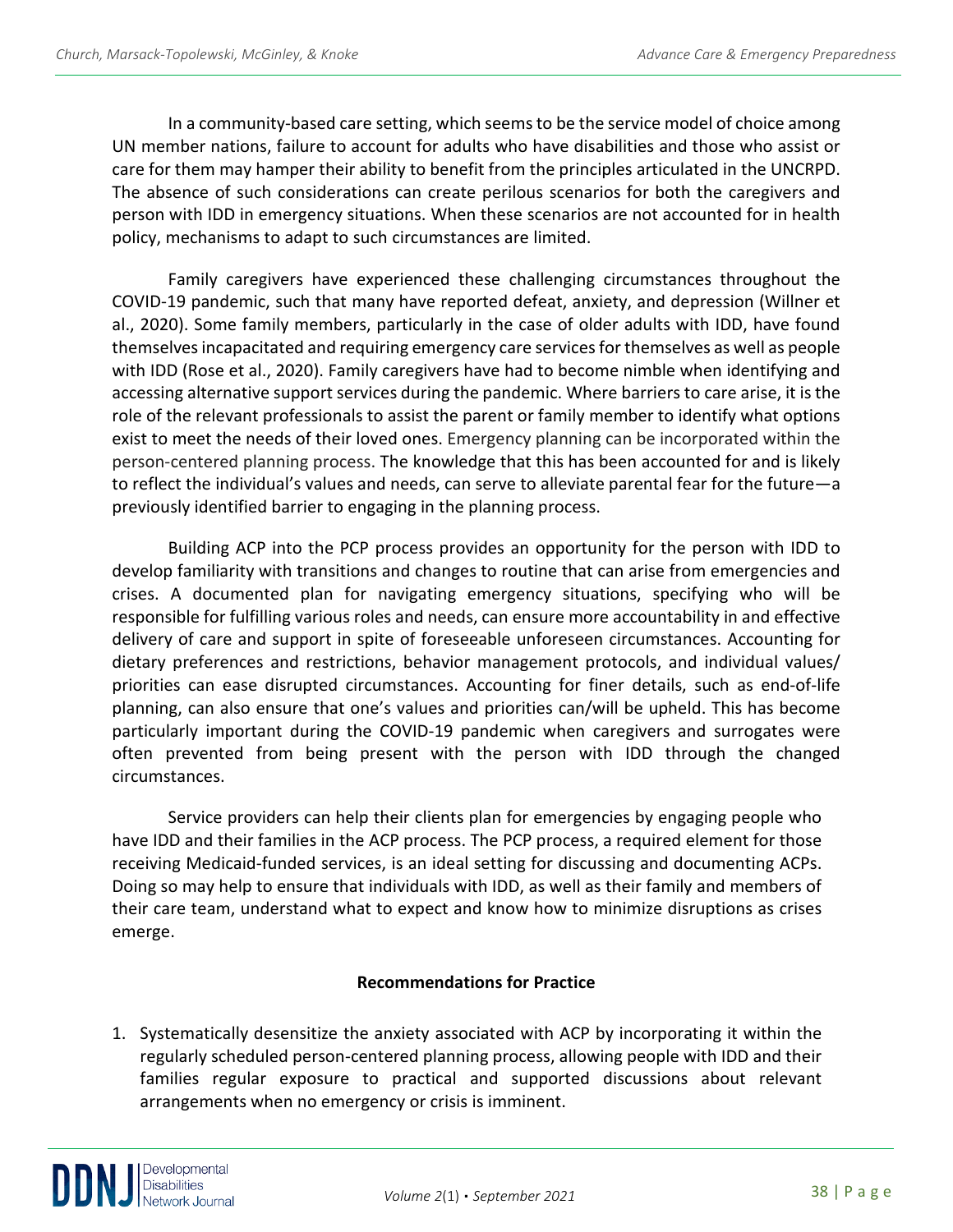In a community-based care setting, which seems to be the service model of choice among UN member nations, failure to account for adults who have disabilities and those who assist or care for them may hamper their ability to benefit from the principles articulated in the UNCRPD. The absence of such considerations can create perilous scenarios for both the caregivers and person with IDD in emergency situations. When these scenarios are not accounted for in health policy, mechanisms to adapt to such circumstances are limited.

Family caregivers have experienced these challenging circumstances throughout the COVID-19 pandemic, such that many have reported defeat, anxiety, and depression (Willner et al., 2020). Some family members, particularly in the case of older adults with IDD, have found themselves incapacitated and requiring emergency care services for themselves as well as people with IDD (Rose et al., 2020). Family caregivers have had to become nimble when identifying and accessing alternative support services during the pandemic. Where barriers to care arise, it is the role of the relevant professionals to assist the parent or family member to identify what options exist to meet the needs of their loved ones. Emergency planning can be incorporated within the person-centered planning process. The knowledge that this has been accounted for and is likely to reflect the individual's values and needs, can serve to alleviate parental fear for the future—a previously identified barrier to engaging in the planning process.

Building ACP into the PCP process provides an opportunity for the person with IDD to develop familiarity with transitions and changes to routine that can arise from emergencies and crises. A documented plan for navigating emergency situations, specifying who will be responsible for fulfilling various roles and needs, can ensure more accountability in and effective delivery of care and support in spite of foreseeable unforeseen circumstances. Accounting for dietary preferences and restrictions, behavior management protocols, and individual values/ priorities can ease disrupted circumstances. Accounting for finer details, such as end-of-life planning, can also ensure that one's values and priorities can/will be upheld. This has become particularly important during the COVID-19 pandemic when caregivers and surrogates were often prevented from being present with the person with IDD through the changed circumstances.

Service providers can help their clients plan for emergencies by engaging people who have IDD and their families in the ACP process. The PCP process, a required element for those receiving Medicaid-funded services, is an ideal setting for discussing and documenting ACPs. Doing so may help to ensure that individuals with IDD, as well as their family and members of their care team, understand what to expect and know how to minimize disruptions as crises emerge.

## Recommendations for Practice

1. Systematically desensitize the anxiety associated with ACP by incorporating it within the regularly scheduled person-centered planning process, allowing people with IDD and their families regular exposure to practical and supported discussions about relevant arrangements when no emergency or crisis is imminent.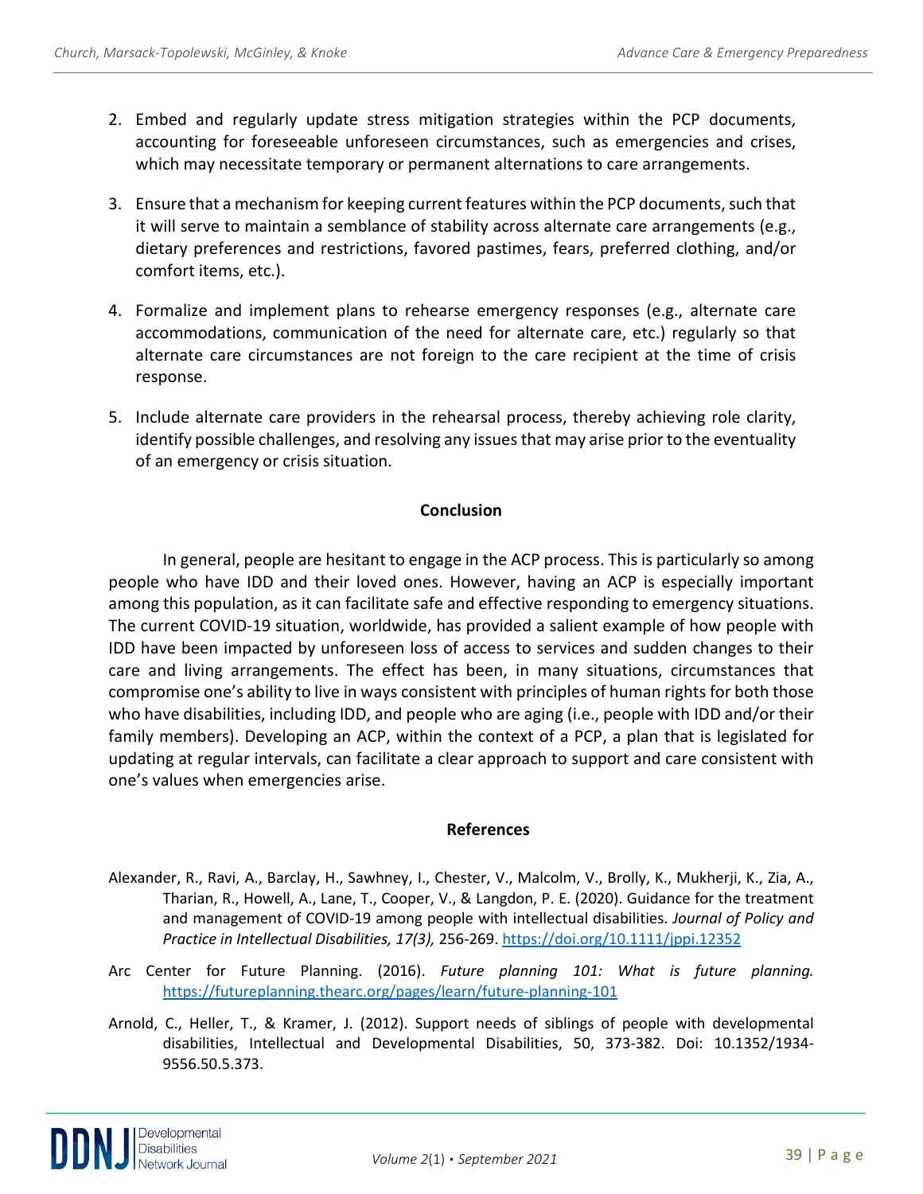2. Embed and regularly update stress mitigation strategies within the PCP documents, accounting for foreseeable unforeseen circumstances, such as emergencies and crises, which may necessitate temporary or permanent alternations to care arrangements.

3. Ensure that a mechanism for keeping current features within the PCP documents, such that it will serve to maintain a semblance of stability across alternate care arrangements (e.g., dietary preferences and restrictions, favored pastimes, fears, preferred clothing, and/or comfort items, etc.).

4. Formalize and implement plans to rehearse emergency responses (e.g., alternate care accommodations, communication of the need for alternate care, etc.) regularly so that alternate care circumstances are not foreign to the care recipient at the time of crisis response.

5. Include alternate care providers in the rehearsal process, thereby achieving role clarity, identify possible challenges, and resolving any issues that may arise prior to the eventuality of an emergency or crisis situation.

## Conclusion

In general, people are hesitant to engage in the ACP process. This is particularly so among people who have IDD and their loved ones. However, having an ACP is especially important among this population, as it can facilitate safe and effective responding to emergency situations. The current COVID-19 situation, worldwide, has provided a salient example of how people with IDD have been impacted by unforeseen loss of access to services and sudden changes to their care and living arrangements. The effect has been, in many situations, circumstances that compromise one's ability to live in ways consistent with principles of human rights for both those who have disabilities, including IDD, and people who are aging (i.e., people with IDD and/or their family members). Developing an ACP, within the context of a PCP, a plan that is legislated for updating at regular intervals, can facilitate a clear approach to support and care consistent with one's values when emergencies arise.

## References

Alexander, R., Ravi, A., Barclay, H., Sawhney, I., Chester, V., Malcolm, V., Brolly, K., Mukherji, K., Zia, A., Tharian, R., Howell, A., Lane, T., Cooper, V., & Langdon, P. E. (2020). Guidance for the treatment and management of COVID-19 among people with intellectual disabilities. *Journal of Policy and Practice in Intellectual Disabilities, 17(3),* 256-269. https://doi.org/10.1111/jppi.12352

Arc Center for Future Planning. (2016). *Future planning 101: What is future planning.* https://futureplanning.thearc.org/pages/learn/future-planning-101

Arnold, C., Heller, T., & Kramer, J. (2012). Support needs of siblings of people with developmental disabilities, Intellectual and Developmental Disabilities, 50, 373-382. Doi: 10.1352/1934-9556.50.5.373.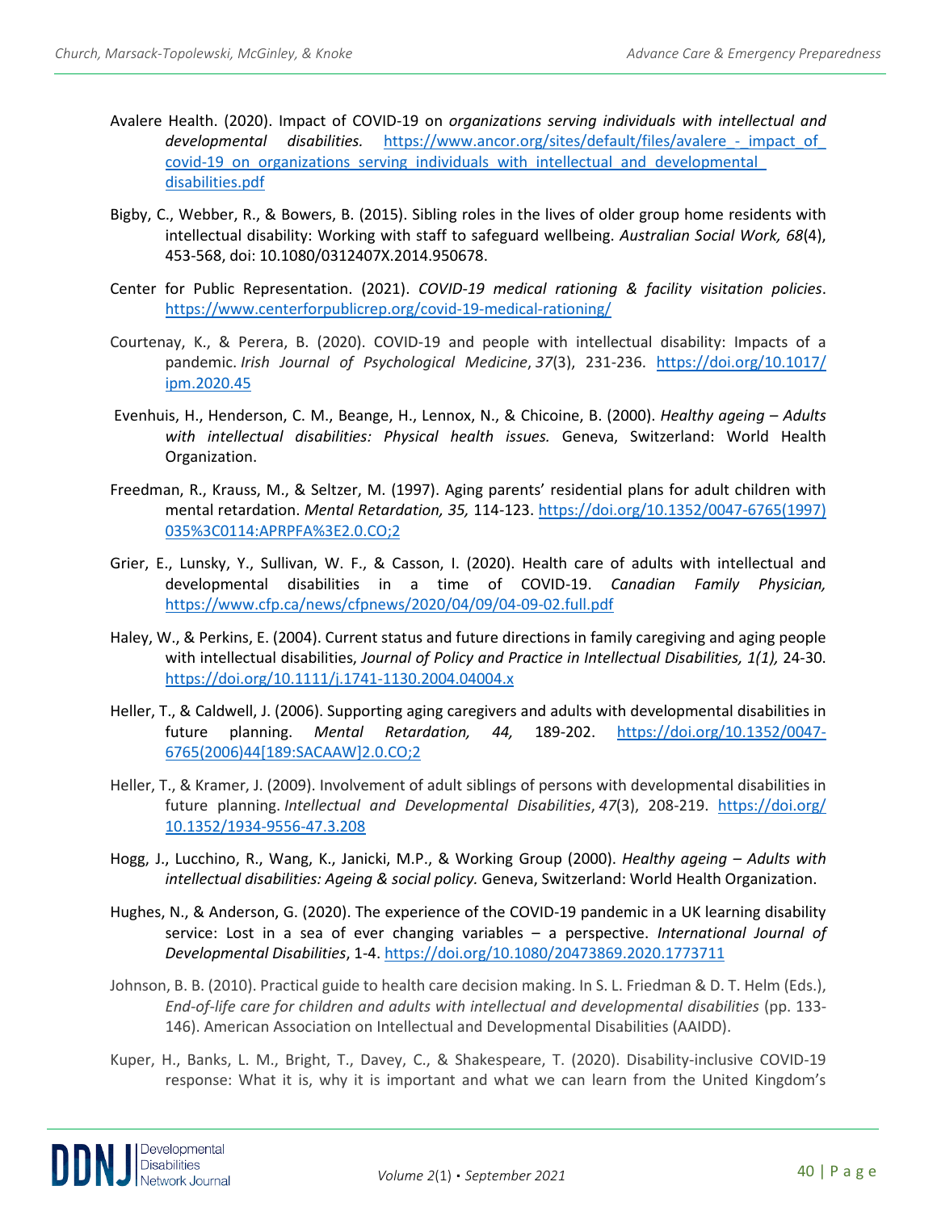Avalere Health. (2020). Impact of COVID-19 on *organizations serving individuals with intellectual and developmental disabilities.* https://www.ancor.org/sites/default/files/avalere_-_impact_of_covid-19_on_organizations_serving_individuals_with_intellectual_and_developmental_disabilities.pdf

Bigby, C., Webber, R., & Bowers, B. (2015). Sibling roles in the lives of older group home residents with intellectual disability: Working with staff to safeguard wellbeing. *Australian Social Work, 68*(4), 453-568, doi: 10.1080/0312407X.2014.950678.

Center for Public Representation. (2021). *COVID-19 medical rationing & facility visitation policies*. https://www.centerforpublicrep.org/covid-19-medical-rationing/

Courtenay, K., & Perera, B. (2020). COVID-19 and people with intellectual disability: Impacts of a pandemic. *Irish Journal of Psychological Medicine*, *37*(3), 231-236. https://doi.org/10.1017/ipm.2020.45

Evenhuis, H., Henderson, C. M., Beange, H., Lennox, N., & Chicoine, B. (2000). *Healthy ageing – Adults with intellectual disabilities: Physical health issues.* Geneva, Switzerland: World Health Organization.

Freedman, R., Krauss, M., & Seltzer, M. (1997). Aging parents' residential plans for adult children with mental retardation. *Mental Retardation, 35,* 114-123. https://doi.org/10.1352/0047-6765(1997)035%3C0114:APRPFA%3E2.0.CO;2

Grier, E., Lunsky, Y., Sullivan, W. F., & Casson, I. (2020). Health care of adults with intellectual and developmental disabilities in a time of COVID-19. *Canadian Family Physician,* https://www.cfp.ca/news/cfpnews/2020/04/09/04-09-02.full.pdf

Haley, W., & Perkins, E. (2004). Current status and future directions in family caregiving and aging people with intellectual disabilities, *Journal of Policy and Practice in Intellectual Disabilities, 1(1),* 24-30. https://doi.org/10.1111/j.1741-1130.2004.04004.x

Heller, T., & Caldwell, J. (2006). Supporting aging caregivers and adults with developmental disabilities in future planning. *Mental Retardation, 44,* 189-202. https://doi.org/10.1352/0047-6765(2006)44[189:SACAAW]2.0.CO;2

Heller, T., & Kramer, J. (2009). Involvement of adult siblings of persons with developmental disabilities in future planning. *Intellectual and Developmental Disabilities*, *47*(3), 208-219. https://doi.org/10.1352/1934-9556-47.3.208

Hogg, J., Lucchino, R., Wang, K., Janicki, M.P., & Working Group (2000). *Healthy ageing – Adults with intellectual disabilities: Ageing & social policy.* Geneva, Switzerland: World Health Organization.

Hughes, N., & Anderson, G. (2020). The experience of the COVID-19 pandemic in a UK learning disability service: Lost in a sea of ever changing variables – a perspective. *International Journal of Developmental Disabilities*, 1-4. https://doi.org/10.1080/20473869.2020.1773711

Johnson, B. B. (2010). Practical guide to health care decision making. In S. L. Friedman & D. T. Helm (Eds.), *End-of-life care for children and adults with intellectual and developmental disabilities* (pp. 133-146). American Association on Intellectual and Developmental Disabilities (AAIDD).

Kuper, H., Banks, L. M., Bright, T., Davey, C., & Shakespeare, T. (2020). Disability-inclusive COVID-19 response: What it is, why it is important and what we can learn from the United Kingdom's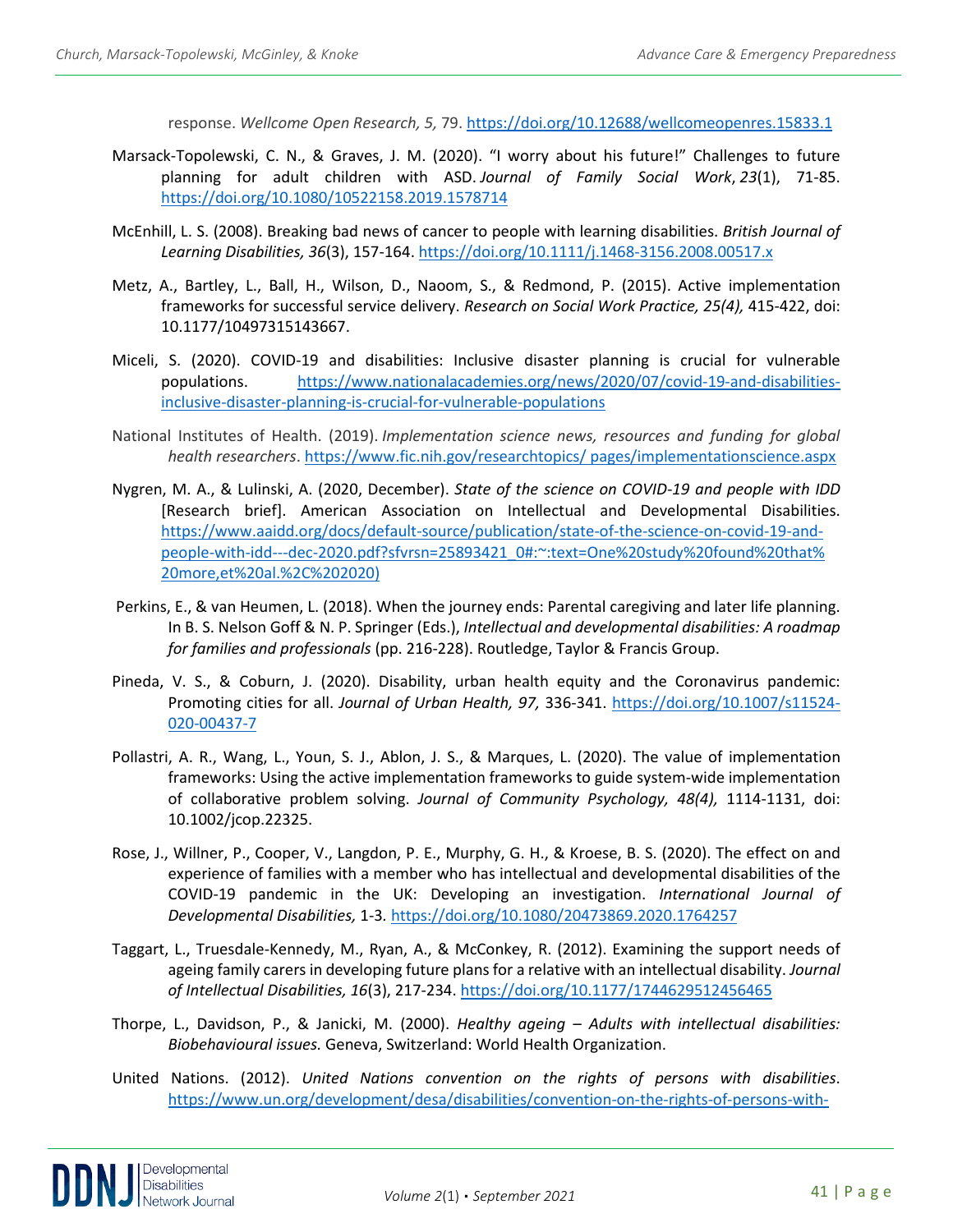response. *Wellcome Open Research, 5,* 79. https://doi.org/10.12688/wellcomeopenres.15833.1

Marsack-Topolewski, C. N., & Graves, J. M. (2020). "I worry about his future!" Challenges to future planning for adult children with ASD. *Journal of Family Social Work*, *23*(1), 71-85. https://doi.org/10.1080/10522158.2019.1578714

McEnhill, L. S. (2008). Breaking bad news of cancer to people with learning disabilities. *British Journal of Learning Disabilities, 36*(3), 157-164. https://doi.org/10.1111/j.1468-3156.2008.00517.x

Metz, A., Bartley, L., Ball, H., Wilson, D., Naoom, S., & Redmond, P. (2015). Active implementation frameworks for successful service delivery. *Research on Social Work Practice, 25(4),* 415-422, doi: 10.1177/10497315143667.

Miceli, S. (2020). COVID-19 and disabilities: Inclusive disaster planning is crucial for vulnerable populations. https://www.nationalacademies.org/news/2020/07/covid-19-and-disabilities-inclusive-disaster-planning-is-crucial-for-vulnerable-populations

National Institutes of Health. (2019). *Implementation science news, resources and funding for global health researchers*. https://www.fic.nih.gov/researchtopics/ pages/implementationscience.aspx

Nygren, M. A., & Lulinski, A. (2020, December). *State of the science on COVID-19 and people with IDD* [Research brief]. American Association on Intellectual and Developmental Disabilities. https://www.aaidd.org/docs/default-source/publication/state-of-the-science-on-covid-19-and-people-with-idd---dec-2020.pdf?sfvrsn=25893421_0#:~:text=One%20study%20found%20that%20more,et%20al.%2C%202020)

Perkins, E., & van Heumen, L. (2018). When the journey ends: Parental caregiving and later life planning. In B. S. Nelson Goff & N. P. Springer (Eds.), *Intellectual and developmental disabilities: A roadmap for families and professionals* (pp. 216-228). Routledge, Taylor & Francis Group.

Pineda, V. S., & Coburn, J. (2020). Disability, urban health equity and the Coronavirus pandemic: Promoting cities for all. *Journal of Urban Health, 97,* 336-341. https://doi.org/10.1007/s11524-020-00437-7

Pollastri, A. R., Wang, L., Youn, S. J., Ablon, J. S., & Marques, L. (2020). The value of implementation frameworks: Using the active implementation frameworks to guide system-wide implementation of collaborative problem solving. *Journal of Community Psychology, 48(4),* 1114-1131, doi: 10.1002/jcop.22325.

Rose, J., Willner, P., Cooper, V., Langdon, P. E., Murphy, G. H., & Kroese, B. S. (2020). The effect on and experience of families with a member who has intellectual and developmental disabilities of the COVID-19 pandemic in the UK: Developing an investigation. *International Journal of Developmental Disabilities,* 1-3. https://doi.org/10.1080/20473869.2020.1764257

Taggart, L., Truesdale-Kennedy, M., Ryan, A., & McConkey, R. (2012). Examining the support needs of ageing family carers in developing future plans for a relative with an intellectual disability. *Journal of Intellectual Disabilities, 16*(3), 217-234. https://doi.org/10.1177/1744629512456465

Thorpe, L., Davidson, P., & Janicki, M. (2000). *Healthy ageing – Adults with intellectual disabilities: Biobehavioural issues.* Geneva, Switzerland: World Health Organization.

United Nations. (2012). *United Nations convention on the rights of persons with disabilities*. https://www.un.org/development/desa/disabilities/convention-on-the-rights-of-persons-with-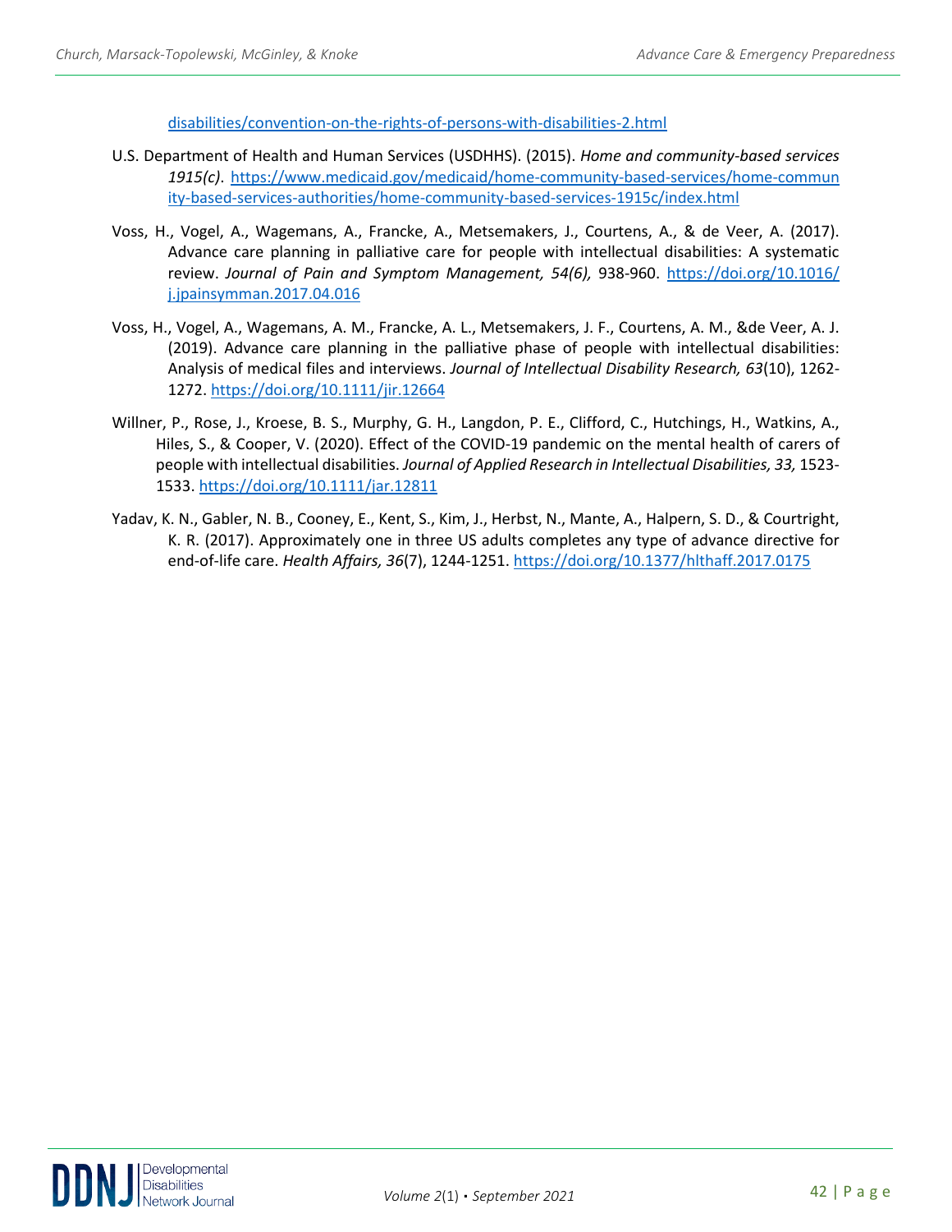disabilities/convention-on-the-rights-of-persons-with-disabilities-2.html

U.S. Department of Health and Human Services (USDHHS). (2015). *Home and community-based services 1915(c)*. https://www.medicaid.gov/medicaid/home-community-based-services/home-community-based-services-authorities/home-community-based-services-1915c/index.html

Voss, H., Vogel, A., Wagemans, A., Francke, A., Metsemakers, J., Courtens, A., & de Veer, A. (2017). Advance care planning in palliative care for people with intellectual disabilities: A systematic review. *Journal of Pain and Symptom Management, 54(6),* 938-960. https://doi.org/10.1016/j.jpainsymman.2017.04.016

Voss, H., Vogel, A., Wagemans, A. M., Francke, A. L., Metsemakers, J. F., Courtens, A. M., &de Veer, A. J. (2019). Advance care planning in the palliative phase of people with intellectual disabilities: Analysis of medical files and interviews. *Journal of Intellectual Disability Research, 63*(10), 1262-1272. https://doi.org/10.1111/jir.12664

Willner, P., Rose, J., Kroese, B. S., Murphy, G. H., Langdon, P. E., Clifford, C., Hutchings, H., Watkins, A., Hiles, S., & Cooper, V. (2020). Effect of the COVID-19 pandemic on the mental health of carers of people with intellectual disabilities. *Journal of Applied Research in Intellectual Disabilities, 33,* 1523-1533. https://doi.org/10.1111/jar.12811

Yadav, K. N., Gabler, N. B., Cooney, E., Kent, S., Kim, J., Herbst, N., Mante, A., Halpern, S. D., & Courtright, K. R. (2017). Approximately one in three US adults completes any type of advance directive for end-of-life care. *Health Affairs, 36*(7), 1244-1251. https://doi.org/10.1377/hlthaff.2017.0175